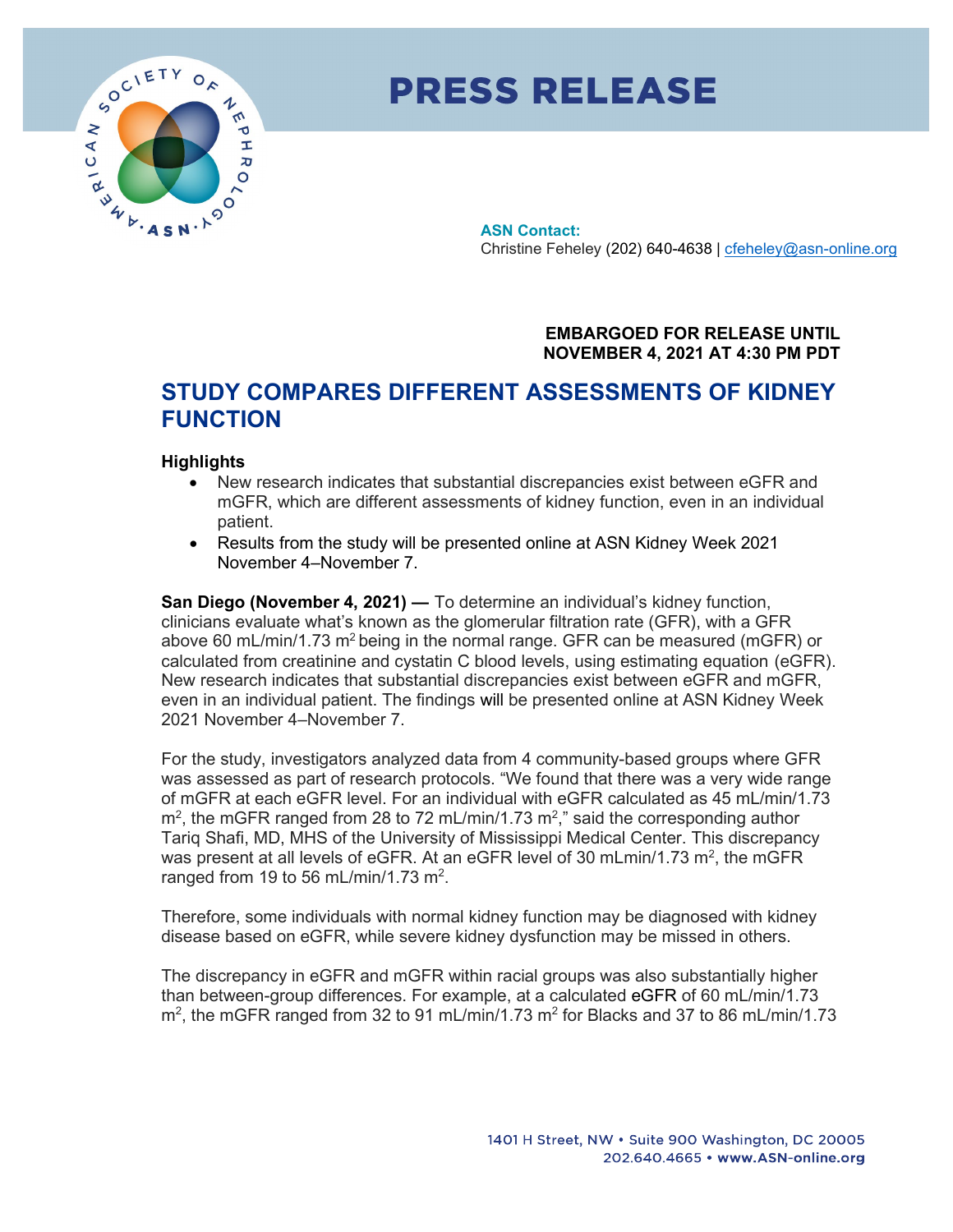# PRESS RELEASE

**ASN Contact:**
Christine Feheley (202) 640-4638 | cfeheley@asn-online.org

**EMBARGOED FOR RELEASE UNTIL NOVEMBER 4, 2021 AT 4:30 PM PDT**

## STUDY COMPARES DIFFERENT ASSESSMENTS OF KIDNEY FUNCTION

**Highlights**

- New research indicates that substantial discrepancies exist between eGFR and mGFR, which are different assessments of kidney function, even in an individual patient.
- Results from the study will be presented online at ASN Kidney Week 2021 November 4–November 7.

**San Diego (November 4, 2021) —** To determine an individual's kidney function, clinicians evaluate what's known as the glomerular filtration rate (GFR), with a GFR above 60 mL/min/1.73 $m^2$ being in the normal range. GFR can be measured (mGFR) or calculated from creatinine and cystatin C blood levels, using estimating equation (eGFR). New research indicates that substantial discrepancies exist between eGFR and mGFR, even in an individual patient. The findings will be presented online at ASN Kidney Week 2021 November 4–November 7.

For the study, investigators analyzed data from 4 community-based groups where GFR was assessed as part of research protocols. "We found that there was a very wide range of mGFR at each eGFR level. For an individual with eGFR calculated as 45 mL/min/1.73 $m^2$, the mGFR ranged from 28 to 72 mL/min/1.73 $m^2$," said the corresponding author Tariq Shafi, MD, MHS of the University of Mississippi Medical Center. This discrepancy was present at all levels of eGFR. At an eGFR level of 30 mLmin/1.73 $m^2$, the mGFR ranged from 19 to 56 mL/min/1.73 $m^2$.

Therefore, some individuals with normal kidney function may be diagnosed with kidney disease based on eGFR, while severe kidney dysfunction may be missed in others.

The discrepancy in eGFR and mGFR within racial groups was also substantially higher than between-group differences. For example, at a calculated eGFR of 60 mL/min/1.73 $m^2$, the mGFR ranged from 32 to 91 mL/min/1.73 $m^2$ for Blacks and 37 to 86 mL/min/1.73

1401 H Street, NW • Suite 900 Washington, DC 20005
202.640.4665 • www.ASN-online.org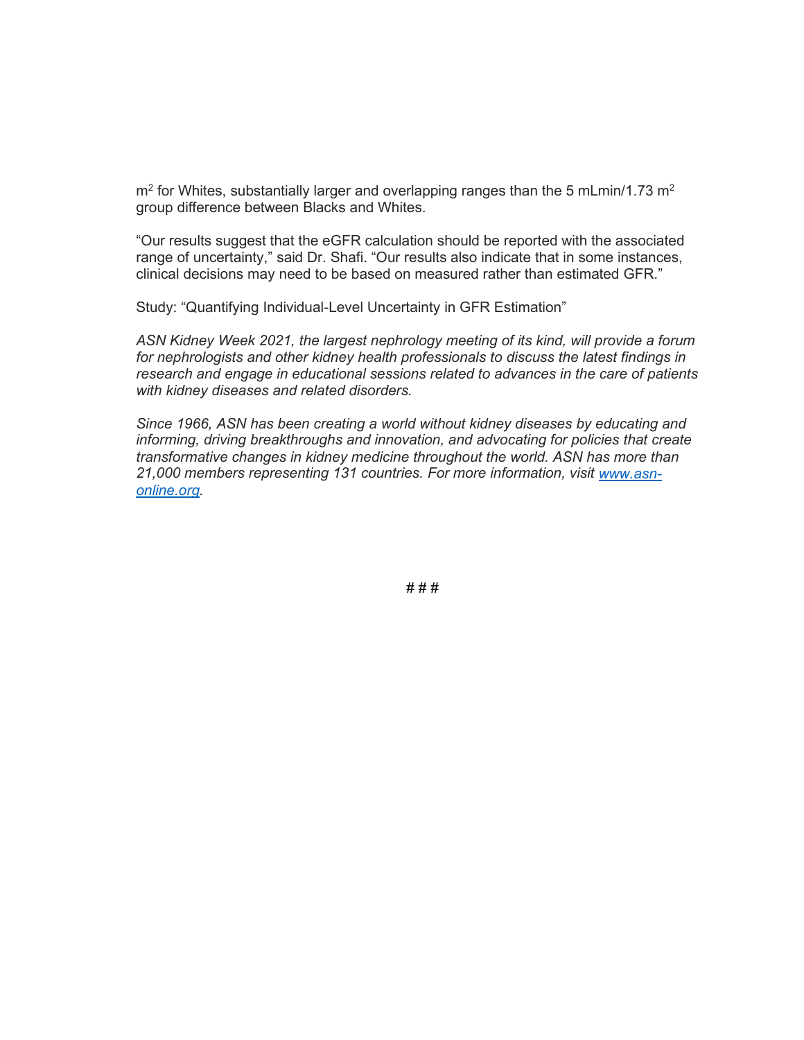m$^2$ for Whites, substantially larger and overlapping ranges than the 5 mLmin/1.73 m$^2$ group difference between Blacks and Whites.

“Our results suggest that the eGFR calculation should be reported with the associated range of uncertainty,” said Dr. Shafi. “Our results also indicate that in some instances, clinical decisions may need to be based on measured rather than estimated GFR.”

Study: “Quantifying Individual-Level Uncertainty in GFR Estimation”

*ASN Kidney Week 2021, the largest nephrology meeting of its kind, will provide a forum for nephrologists and other kidney health professionals to discuss the latest findings in research and engage in educational sessions related to advances in the care of patients with kidney diseases and related disorders.*

*Since 1966, ASN has been creating a world without kidney diseases by educating and informing, driving breakthroughs and innovation, and advocating for policies that create transformative changes in kidney medicine throughout the world. ASN has more than 21,000 members representing 131 countries. For more information, visit [www.asn-online.org](http://www.asn-online.org).*

# # #